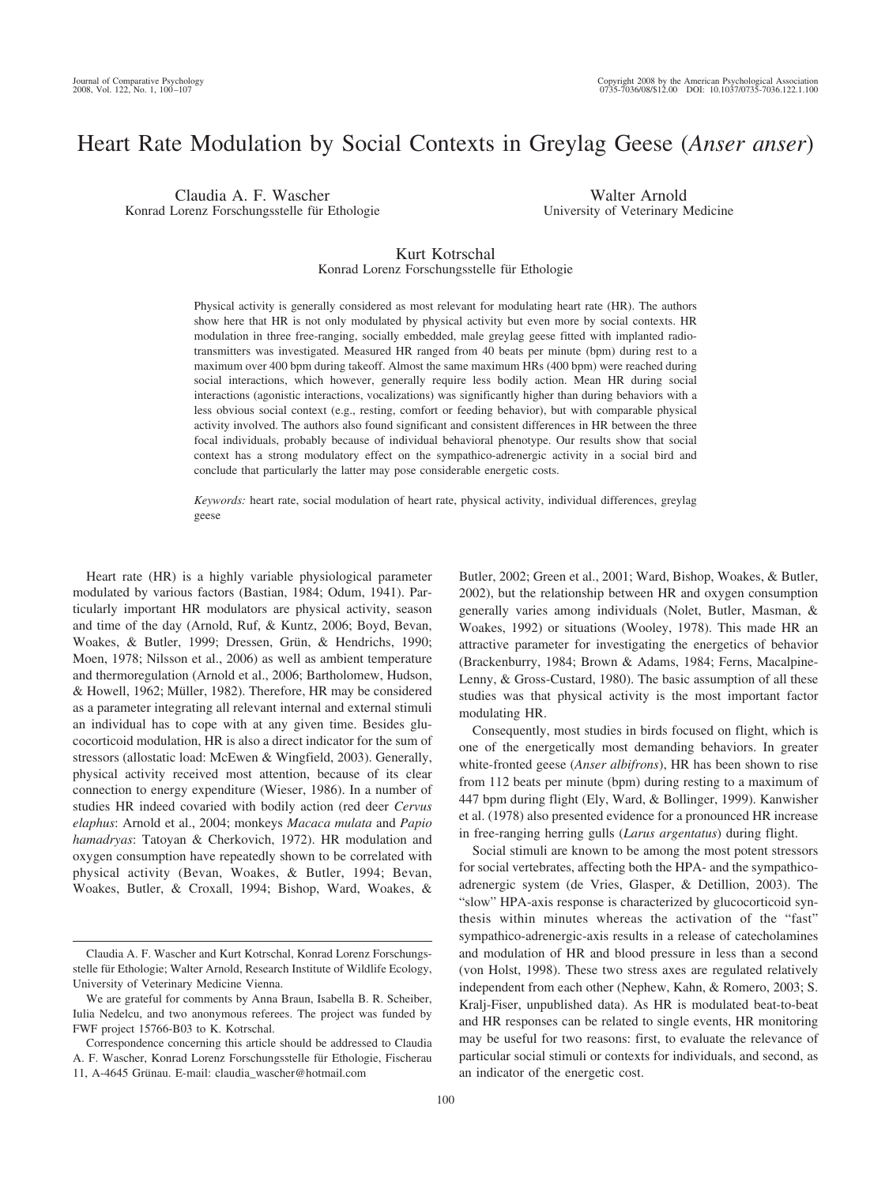# Heart Rate Modulation by Social Contexts in Greylag Geese (*Anser anser*)

Claudia A. F. Wascher
Konrad Lorenz Forschungsstelle für Ethologie

Walter Arnold
University of Veterinary Medicine

Kurt Kotrschal
Konrad Lorenz Forschungsstelle für Ethologie

Physical activity is generally considered as most relevant for modulating heart rate (HR). The authors show here that HR is not only modulated by physical activity but even more by social contexts. HR modulation in three free-ranging, socially embedded, male greylag geese fitted with implanted radio-transmitters was investigated. Measured HR ranged from 40 beats per minute (bpm) during rest to a maximum over 400 bpm during takeoff. Almost the same maximum HRs (400 bpm) were reached during social interactions, which however, generally require less bodily action. Mean HR during social interactions (agonistic interactions, vocalizations) was significantly higher than during behaviors with a less obvious social context (e.g., resting, comfort or feeding behavior), but with comparable physical activity involved. The authors also found significant and consistent differences in HR between the three focal individuals, probably because of individual behavioral phenotype. Our results show that social context has a strong modulatory effect on the sympathico-adrenergic activity in a social bird and conclude that particularly the latter may pose considerable energetic costs.

*Keywords:* heart rate, social modulation of heart rate, physical activity, individual differences, greylag geese

Heart rate (HR) is a highly variable physiological parameter modulated by various factors (Bastian, 1984; Odum, 1941). Particularly important HR modulators are physical activity, season and time of the day (Arnold, Ruf, & Kuntz, 2006; Boyd, Bevan, Woakes, & Butler, 1999; Dressen, Grün, & Hendrichs, 1990; Moen, 1978; Nilsson et al., 2006) as well as ambient temperature and thermoregulation (Arnold et al., 2006; Bartholomew, Hudson, & Howell, 1962; Müller, 1982). Therefore, HR may be considered as a parameter integrating all relevant internal and external stimuli an individual has to cope with at any given time. Besides glucocorticoid modulation, HR is also a direct indicator for the sum of stressors (allostatic load: McEwen & Wingfield, 2003). Generally, physical activity received most attention, because of its clear connection to energy expenditure (Wieser, 1986). In a number of studies HR indeed covaried with bodily action (red deer *Cervus elaphus*: Arnold et al., 2004; monkeys *Macaca mulata* and *Papio hamadryas*: Tatoyan & Cherkovich, 1972). HR modulation and oxygen consumption have repeatedly shown to be correlated with physical activity (Bevan, Woakes, & Butler, 1994; Bevan, Woakes, Butler, & Croxall, 1994; Bishop, Ward, Woakes, & Butler, 2002; Green et al., 2001; Ward, Bishop, Woakes, & Butler, 2002), but the relationship between HR and oxygen consumption generally varies among individuals (Nolet, Butler, Masman, & Woakes, 1992) or situations (Wooley, 1978). This made HR an attractive parameter for investigating the energetics of behavior (Brackenburry, 1984; Brown & Adams, 1984; Ferns, Macalpine-Lenny, & Gross-Custard, 1980). The basic assumption of all these studies was that physical activity is the most important factor modulating HR.

Consequently, most studies in birds focused on flight, which is one of the energetically most demanding behaviors. In greater white-fronted geese (*Anser albifrons*), HR has been shown to rise from 112 beats per minute (bpm) during resting to a maximum of 447 bpm during flight (Ely, Ward, & Bollinger, 1999). Kanwisher et al. (1978) also presented evidence for a pronounced HR increase in free-ranging herring gulls (*Larus argentatus*) during flight.

Social stimuli are known to be among the most potent stressors for social vertebrates, affecting both the HPA- and the sympathico-adrenergic system (de Vries, Glasper, & Detillion, 2003). The "slow" HPA-axis response is characterized by glucocorticoid synthesis within minutes whereas the activation of the "fast" sympathico-adrenergic-axis results in a release of catecholamines and modulation of HR and blood pressure in less than a second (von Holst, 1998). These two stress axes are regulated relatively independent from each other (Nephew, Kahn, & Romero, 2003; S. Kralj-Fiser, unpublished data). As HR is modulated beat-to-beat and HR responses can be related to single events, HR monitoring may be useful for two reasons: first, to evaluate the relevance of particular social stimuli or contexts for individuals, and second, as an indicator of the energetic cost.

Claudia A. F. Wascher and Kurt Kotrschal, Konrad Lorenz Forschungsstelle für Ethologie; Walter Arnold, Research Institute of Wildlife Ecology, University of Veterinary Medicine Vienna.

We are grateful for comments by Anna Braun, Isabella B. R. Scheiber, Iulia Nedelcu, and two anonymous referees. The project was funded by FWF project 15766-B03 to K. Kotrschal.

Correspondence concerning this article should be addressed to Claudia A. F. Wascher, Konrad Lorenz Forschungsstelle für Ethologie, Fischerau 11, A-4645 Grünau. E-mail: claudia_wascher@hotmail.com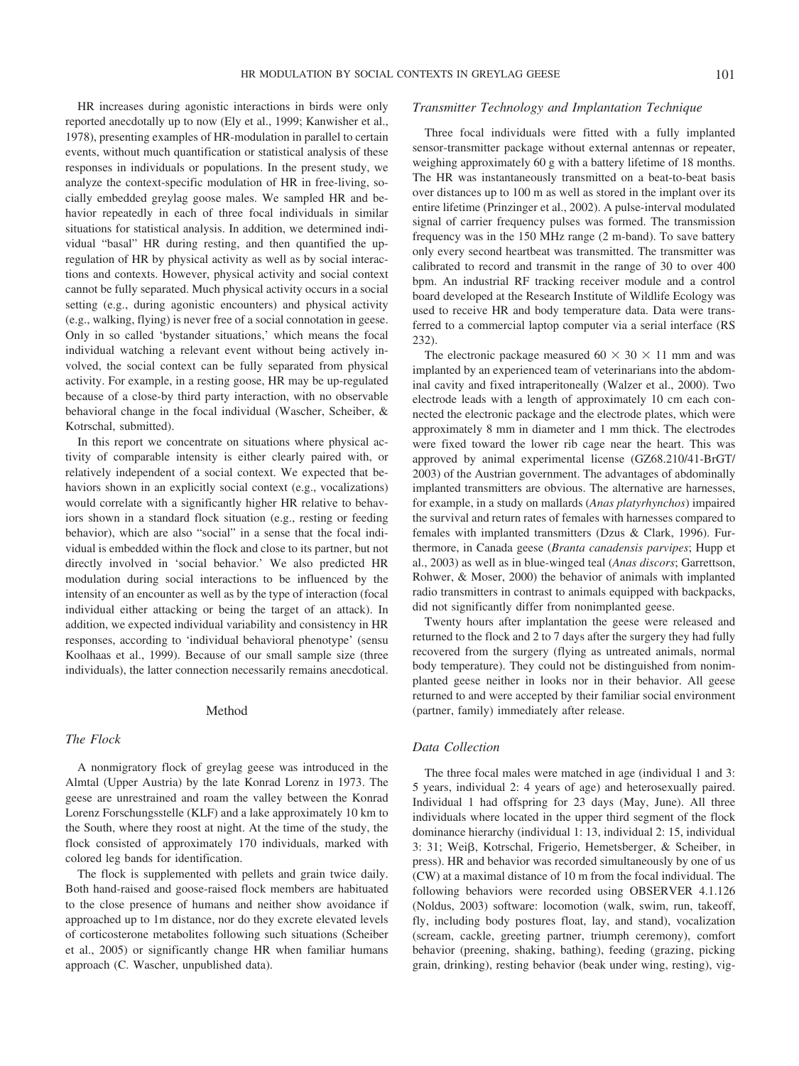HR increases during agonistic interactions in birds were only reported anecdotally up to now (Ely et al., 1999; Kanwisher et al., 1978), presenting examples of HR-modulation in parallel to certain events, without much quantification or statistical analysis of these responses in individuals or populations. In the present study, we analyze the context-specific modulation of HR in free-living, socially embedded greylag goose males. We sampled HR and behavior repeatedly in each of three focal individuals in similar situations for statistical analysis. In addition, we determined individual "basal" HR during resting, and then quantified the upregulation of HR by physical activity as well as by social interactions and contexts. However, physical activity and social context cannot be fully separated. Much physical activity occurs in a social setting (e.g., during agonistic encounters) and physical activity (e.g., walking, flying) is never free of a social connotation in geese. Only in so called 'bystander situations,' which means the focal individual watching a relevant event without being actively involved, the social context can be fully separated from physical activity. For example, in a resting goose, HR may be up-regulated because of a close-by third party interaction, with no observable behavioral change in the focal individual (Wascher, Scheiber, & Kotrschal, submitted).

In this report we concentrate on situations where physical activity of comparable intensity is either clearly paired with, or relatively independent of a social context. We expected that behaviors shown in an explicitly social context (e.g., vocalizations) would correlate with a significantly higher HR relative to behaviors shown in a standard flock situation (e.g., resting or feeding behavior), which are also "social" in a sense that the focal individual is embedded within the flock and close to its partner, but not directly involved in 'social behavior.' We also predicted HR modulation during social interactions to be influenced by the intensity of an encounter as well as by the type of interaction (focal individual either attacking or being the target of an attack). In addition, we expected individual variability and consistency in HR responses, according to 'individual behavioral phenotype' (sensu Koolhaas et al., 1999). Because of our small sample size (three individuals), the latter connection necessarily remains anecdotical.

## Method

### The Flock

A nonmigratory flock of greylag geese was introduced in the Almtal (Upper Austria) by the late Konrad Lorenz in 1973. The geese are unrestrained and roam the valley between the Konrad Lorenz Forschungsstelle (KLF) and a lake approximately 10 km to the South, where they roost at night. At the time of the study, the flock consisted of approximately 170 individuals, marked with colored leg bands for identification.

The flock is supplemented with pellets and grain twice daily. Both hand-raised and goose-raised flock members are habituated to the close presence of humans and neither show avoidance if approached up to 1m distance, nor do they excrete elevated levels of corticosterone metabolites following such situations (Scheiber et al., 2005) or significantly change HR when familiar humans approach (C. Wascher, unpublished data).

### Transmitter Technology and Implantation Technique

Three focal individuals were fitted with a fully implanted sensor-transmitter package without external antennas or repeater, weighing approximately 60 g with a battery lifetime of 18 months. The HR was instantaneously transmitted on a beat-to-beat basis over distances up to 100 m as well as stored in the implant over its entire lifetime (Prinzinger et al., 2002). A pulse-interval modulated signal of carrier frequency pulses was formed. The transmission frequency was in the 150 MHz range (2 m-band). To save battery only every second heartbeat was transmitted. The transmitter was calibrated to record and transmit in the range of 30 to over 400 bpm. An industrial RF tracking receiver module and a control board developed at the Research Institute of Wildlife Ecology was used to receive HR and body temperature data. Data were transferred to a commercial laptop computer via a serial interface (RS 232).

The electronic package measured $60 \times 30 \times 11$ mm and was implanted by an experienced team of veterinarians into the abdominal cavity and fixed intraperitoneally (Walzer et al., 2000). Two electrode leads with a length of approximately 10 cm each connected the electronic package and the electrode plates, which were approximately 8 mm in diameter and 1 mm thick. The electrodes were fixed toward the lower rib cage near the heart. This was approved by animal experimental license (GZ68.210/41-BrGT/2003) of the Austrian government. The advantages of abdominally implanted transmitters are obvious. The alternative are harnesses, for example, in a study on mallards (*Anas platyrhynchos*) impaired the survival and return rates of females with harnesses compared to females with implanted transmitters (Dzus & Clark, 1996). Furthermore, in Canada geese (*Branta canadensis parvipes*; Hupp et al., 2003) as well as in blue-winged teal (*Anas discors*; Garrettson, Rohwer, & Moser, 2000) the behavior of animals with implanted radio transmitters in contrast to animals equipped with backpacks, did not significantly differ from nonimplanted geese.

Twenty hours after implantation the geese were released and returned to the flock and 2 to 7 days after the surgery they had fully recovered from the surgery (flying as untreated animals, normal body temperature). They could not be distinguished from nonimplanted geese neither in looks nor in their behavior. All geese returned to and were accepted by their familiar social environment (partner, family) immediately after release.

### Data Collection

The three focal males were matched in age (individual 1 and 3: 5 years, individual 2: 4 years of age) and heterosexually paired. Individual 1 had offspring for 23 days (May, June). All three individuals where located in the upper third segment of the flock dominance hierarchy (individual 1: 13, individual 2: 15, individual 3: 31; Weiβ, Kotrschal, Frigerio, Hemetsberger, & Scheiber, in press). HR and behavior was recorded simultaneously by one of us (CW) at a maximal distance of 10 m from the focal individual. The following behaviors were recorded using OBSERVER 4.1.126 (Noldus, 2003) software: locomotion (walk, swim, run, takeoff, fly, including body postures float, lay, and stand), vocalization (scream, cackle, greeting partner, triumph ceremony), comfort behavior (preening, shaking, bathing), feeding (grazing, picking grain, drinking), resting behavior (beak under wing, resting), vig-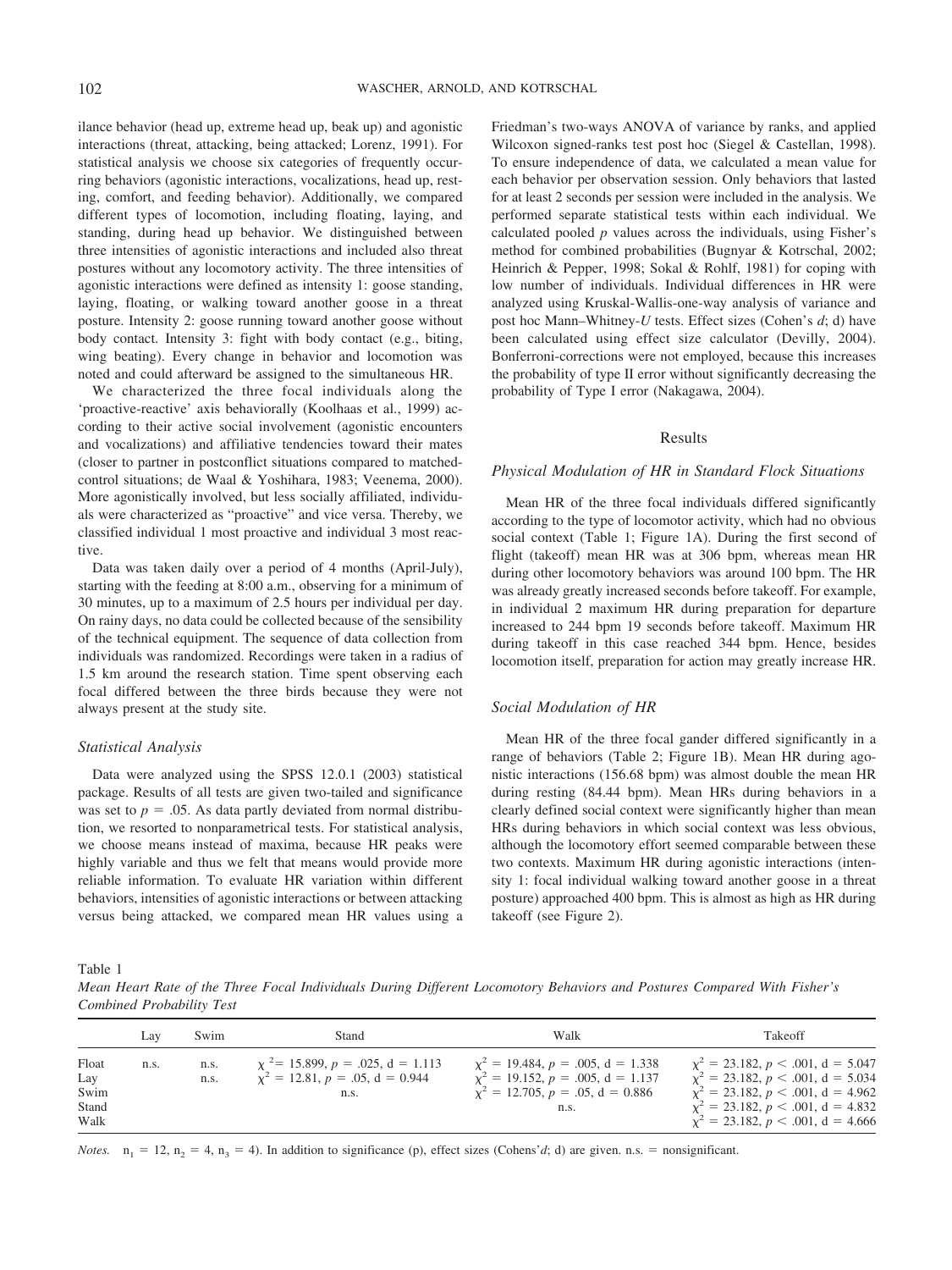ilance behavior (head up, extreme head up, beak up) and agonistic interactions (threat, attacking, being attacked; Lorenz, 1991). For statistical analysis we choose six categories of frequently occurring behaviors (agonistic interactions, vocalizations, head up, resting, comfort, and feeding behavior). Additionally, we compared different types of locomotion, including floating, laying, and standing, during head up behavior. We distinguished between three intensities of agonistic interactions and included also threat postures without any locomotory activity. The three intensities of agonistic interactions were defined as intensity 1: goose standing, laying, floating, or walking toward another goose in a threat posture. Intensity 2: goose running toward another goose without body contact. Intensity 3: fight with body contact (e.g., biting, wing beating). Every change in behavior and locomotion was noted and could afterward be assigned to the simultaneous HR.

We characterized the three focal individuals along the 'proactive-reactive' axis behaviorally (Koolhaas et al., 1999) according to their active social involvement (agonistic encounters and vocalizations) and affiliative tendencies toward their mates (closer to partner in postconflict situations compared to matched-control situations; de Waal & Yoshihara, 1983; Veenema, 2000). More agonistically involved, but less socially affiliated, individuals were characterized as "proactive" and vice versa. Thereby, we classified individual 1 most proactive and individual 3 most reactive.

Data was taken daily over a period of 4 months (April-July), starting with the feeding at 8:00 a.m., observing for a minimum of 30 minutes, up to a maximum of 2.5 hours per individual per day. On rainy days, no data could be collected because of the sensibility of the technical equipment. The sequence of data collection from individuals was randomized. Recordings were taken in a radius of 1.5 km around the research station. Time spent observing each focal differed between the three birds because they were not always present at the study site.

### Statistical Analysis

Data were analyzed using the SPSS 12.0.1 (2003) statistical package. Results of all tests are given two-tailed and significance was set to $p = .05$. As data partly deviated from normal distribution, we resorted to nonparametrical tests. For statistical analysis, we choose means instead of maxima, because HR peaks were highly variable and thus we felt that means would provide more reliable information. To evaluate HR variation within different behaviors, intensities of agonistic interactions or between attacking versus being attacked, we compared mean HR values using a Friedman's two-ways ANOVA of variance by ranks, and applied Wilcoxon signed-ranks test post hoc (Siegel & Castellan, 1998). To ensure independence of data, we calculated a mean value for each behavior per observation session. Only behaviors that lasted for at least 2 seconds per session were included in the analysis. We performed separate statistical tests within each individual. We calculated pooled $p$ values across the individuals, using Fisher's method for combined probabilities (Bugnyar & Kotrschal, 2002; Heinrich & Pepper, 1998; Sokal & Rohlf, 1981) for coping with low number of individuals. Individual differences in HR were analyzed using Kruskal-Wallis-one-way analysis of variance and post hoc Mann–Whitney-$U$ tests. Effect sizes (Cohen's $d$; d) have been calculated using effect size calculator (Devilly, 2004). Bonferroni-corrections were not employed, because this increases the probability of type II error without significantly decreasing the probability of Type I error (Nakagawa, 2004).

## Results

### Physical Modulation of HR in Standard Flock Situations

Mean HR of the three focal individuals differed significantly according to the type of locomotor activity, which had no obvious social context (Table 1; Figure 1A). During the first second of flight (takeoff) mean HR was at 306 bpm, whereas mean HR during other locomotory behaviors was around 100 bpm. The HR was already greatly increased seconds before takeoff. For example, in individual 2 maximum HR during preparation for departure increased to 244 bpm 19 seconds before takeoff. Maximum HR during takeoff in this case reached 344 bpm. Hence, besides locomotion itself, preparation for action may greatly increase HR.

### Social Modulation of HR

Mean HR of the three focal gander differed significantly in a range of behaviors (Table 2; Figure 1B). Mean HR during agonistic interactions (156.68 bpm) was almost double the mean HR during resting (84.44 bpm). Mean HRs during behaviors in a clearly defined social context were significantly higher than mean HRs during behaviors in which social context was less obvious, although the locomotory effort seemed comparable between these two contexts. Maximum HR during agonistic interactions (intensity 1: focal individual walking toward another goose in a threat posture) approached 400 bpm. This is almost as high as HR during takeoff (see Figure 2).

Table 1
*Mean Heart Rate of the Three Focal Individuals During Different Locomotory Behaviors and Postures Compared With Fisher's Combined Probability Test*

| | Lay | Swim | Stand | Walk | Takeoff |
|---|---|---|---|---|---|
| Float | n.s. | n.s. | $\chi^2 = 15.899$, $p = .025$, d = 1.113 | $\chi^2 = 19.484$, $p = .005$, d = 1.338 | $\chi^2 = 23.182$, $p < .001$, d = 5.047 |
| Lay | | n.s. | $\chi^2 = 12.81$, $p = .05$, d = 0.944 | $\chi^2 = 19.152$, $p = .005$, d = 1.137 | $\chi^2 = 23.182$, $p < .001$, d = 5.034 |
| Swim | | | n.s. | $\chi^2 = 12.705$, $p = .05$, d = 0.886 | $\chi^2 = 23.182$, $p < .001$, d = 4.962 |
| Stand | | | | n.s. | $\chi^2 = 23.182$, $p < .001$, d = 4.832 |
| Walk | | | | | $\chi^2 = 23.182$, $p < .001$, d = 4.666 |

*Notes.* $n_1 = 12$, $n_2 = 4$, $n_3 = 4$). In addition to significance (p), effect sizes (Cohens'$d$; d) are given. n.s. = nonsignificant.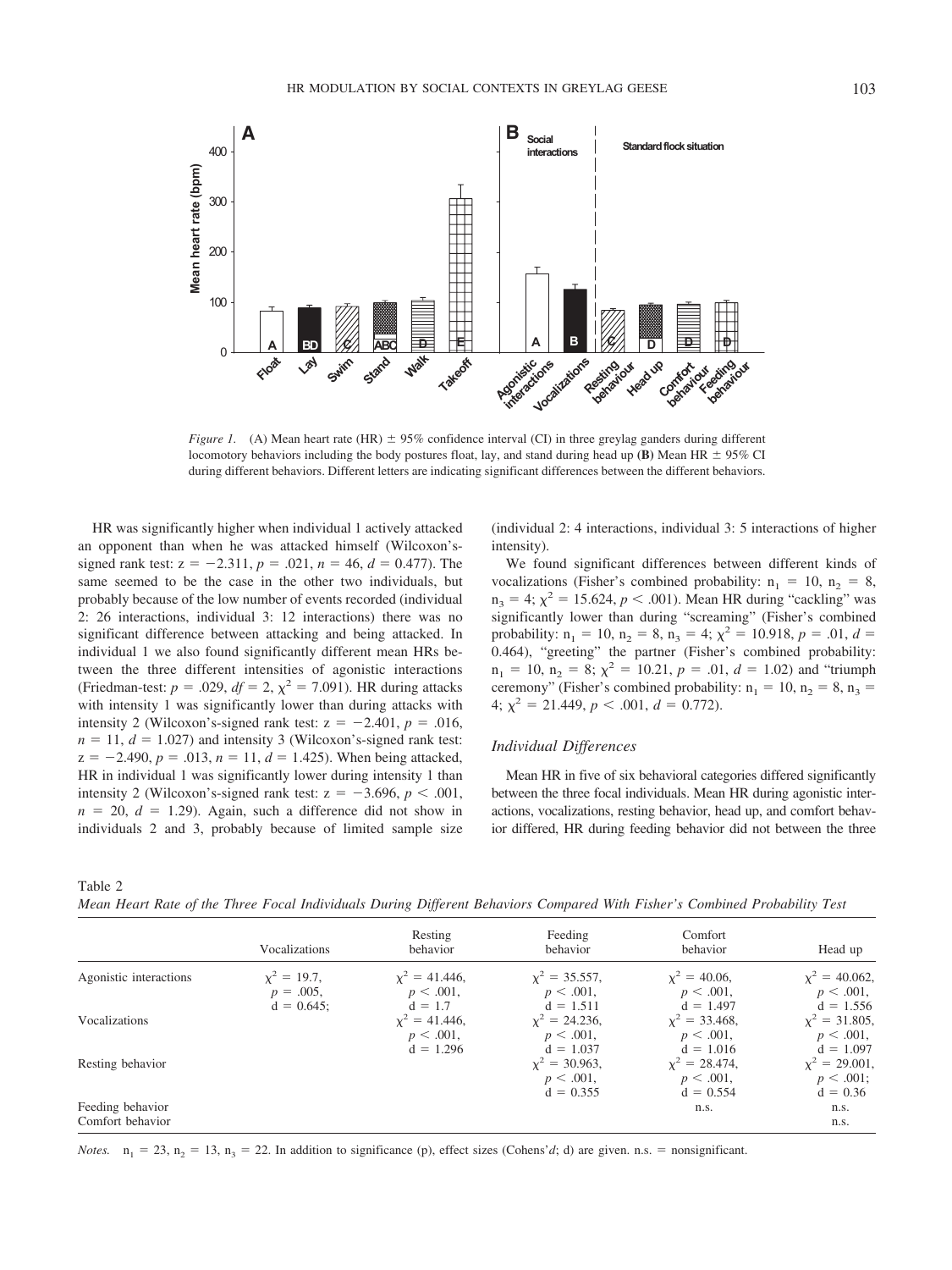*Figure 1.* (A) Mean heart rate (HR) ± 95% confidence interval (CI) in three greylag ganders during different locomotory behaviors including the body postures float, lay, and stand during head up (**B**) Mean HR ± 95% CI during different behaviors. Different letters are indicating significant differences between the different behaviors.

HR was significantly higher when individual 1 actively attacked an opponent than when he was attacked himself (Wilcoxon's-signed rank test: $z = -2.311$, $p = .021$, $n = 46$, $d = 0.477$). The same seemed to be the case in the other two individuals, but probably because of the low number of events recorded (individual 2: 26 interactions, individual 3: 12 interactions) there was no significant difference between attacking and being attacked. In individual 1 we also found significantly different mean HRs between the three different intensities of agonistic interactions (Friedman-test: $p = .029$, $df = 2$, $\chi^2 = 7.091$). HR during attacks with intensity 1 was significantly lower than during attacks with intensity 2 (Wilcoxon's-signed rank test: $z = -2.401$, $p = .016$, $n = 11$, $d = 1.027$) and intensity 3 (Wilcoxon's-signed rank test: $z = -2.490$, $p = .013$, $n = 11$, $d = 1.425$). When being attacked, HR in individual 1 was significantly lower during intensity 1 than intensity 2 (Wilcoxon's-signed rank test: $z = -3.696$, $p < .001$, $n = 20$, $d = 1.29$). Again, such a difference did not show in individuals 2 and 3, probably because of limited sample size (individual 2: 4 interactions, individual 3: 5 interactions of higher intensity).

We found significant differences between different kinds of vocalizations (Fisher's combined probability: $n_1 = 10$, $n_2 = 8$, $n_3 = 4$; $\chi^2 = 15.624$, $p < .001$). Mean HR during "cackling" was significantly lower than during "screaming" (Fisher's combined probability: $n_1 = 10$, $n_2 = 8$, $n_3 = 4$; $\chi^2 = 10.918$, $p = .01$, $d = 0.464$), "greeting" the partner (Fisher's combined probability: $n_1 = 10$, $n_2 = 8$; $\chi^2 = 10.21$, $p = .01$, $d = 1.02$) and "triumph ceremony" (Fisher's combined probability: $n_1 = 10$, $n_2 = 8$, $n_3 = 4$; $\chi^2 = 21.449$, $p < .001$, $d = 0.772$).

### Individual Differences

Mean HR in five of six behavioral categories differed significantly between the three focal individuals. Mean HR during agonistic interactions, vocalizations, resting behavior, head up, and comfort behavior differed, HR during feeding behavior did not between the three

Table 2

*Mean Heart Rate of the Three Focal Individuals During Different Behaviors Compared With Fisher's Combined Probability Test*

| | Vocalizations | Resting behavior | Feeding behavior | Comfort behavior | Head up |
|---|---|---|---|---|---|
| Agonistic interactions | $\chi^2 = 19.7$, $p = .005$, $d = 0.645$; | $\chi^2 = 41.446$, $p < .001$, $d = 1.7$ | $\chi^2 = 35.557$, $p < .001$, $d = 1.511$ | $\chi^2 = 40.06$, $p < .001$, $d = 1.497$ | $\chi^2 = 40.062$, $p < .001$, $d = 1.556$ |
| Vocalizations | | $\chi^2 = 41.446$, $p < .001$, $d = 1.296$ | $\chi^2 = 24.236$, $p < .001$, $d = 1.037$ | $\chi^2 = 33.468$, $p < .001$, $d = 1.016$ | $\chi^2 = 31.805$, $p < .001$, $d = 1.097$ |
| Resting behavior | | | $\chi^2 = 30.963$, $p < .001$, $d = 0.355$ | $\chi^2 = 28.474$, $p < .001$, $d = 0.554$ | $\chi^2 = 29.001$, $p < .001$; $d = 0.36$ |
| Feeding behavior | | | | n.s. | n.s. |
| Comfort behavior | | | | | n.s. |

*Notes.* $n_1 = 23$, $n_2 = 13$, $n_3 = 22$. In addition to significance (p), effect sizes (Cohens'*d*; d) are given. n.s. = nonsignificant.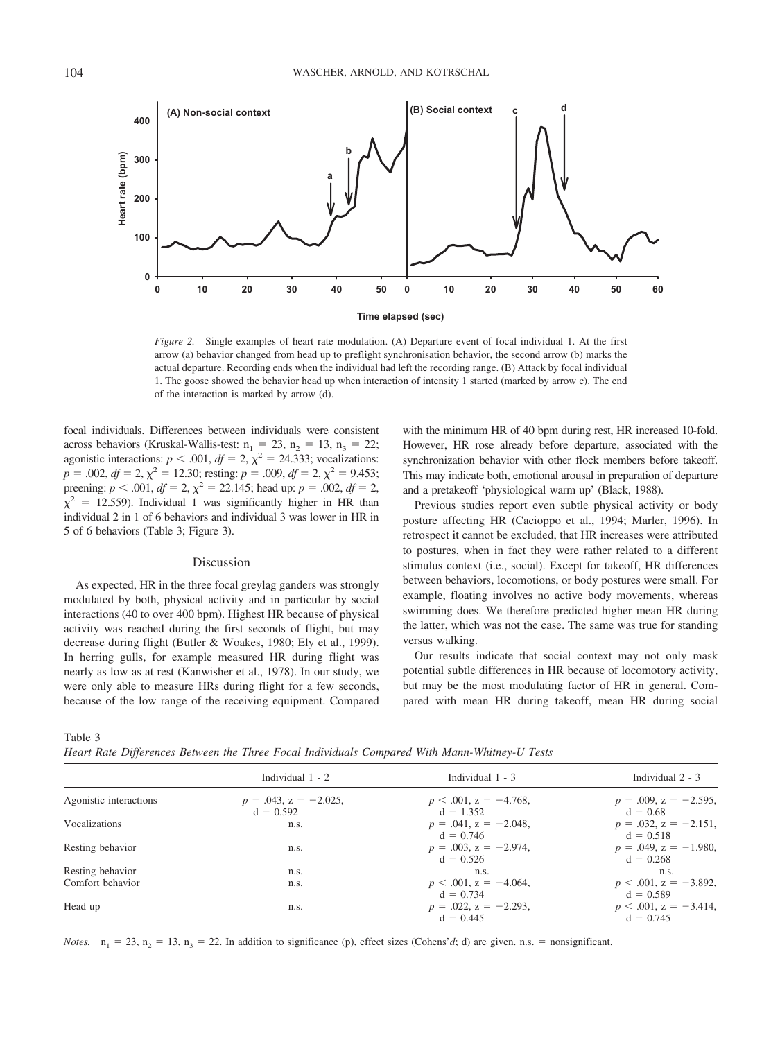*Figure 2.* Single examples of heart rate modulation. (A) Departure event of focal individual 1. At the first arrow (a) behavior changed from head up to preflight synchronisation behavior, the second arrow (b) marks the actual departure. Recording ends when the individual had left the recording range. (B) Attack by focal individual 1. The goose showed the behavior head up when interaction of intensity 1 started (marked by arrow c). The end of the interaction is marked by arrow (d).

focal individuals. Differences between individuals were consistent across behaviors (Kruskal-Wallis-test: $n_1 = 23$, $n_2 = 13$, $n_3 = 22$; agonistic interactions: $p < .001$, $df = 2$, $\chi^2 = 24.333$; vocalizations: $p = .002$, $df = 2$, $\chi^2 = 12.30$; resting: $p = .009$, $df = 2$, $\chi^2 = 9.453$; preening: $p < .001$, $df = 2$, $\chi^2 = 22.145$; head up: $p = .002$, $df = 2$, $\chi^2 = 12.559$). Individual 1 was significantly higher in HR than individual 2 in 1 of 6 behaviors and individual 3 was lower in HR in 5 of 6 behaviors (Table 3; Figure 3).

## Discussion

As expected, HR in the three focal greylag ganders was strongly modulated by both, physical activity and in particular by social interactions (40 to over 400 bpm). Highest HR because of physical activity was reached during the first seconds of flight, but may decrease during flight (Butler & Woakes, 1980; Ely et al., 1999). In herring gulls, for example measured HR during flight was nearly as low as at rest (Kanwisher et al., 1978). In our study, we were only able to measure HRs during flight for a few seconds, because of the low range of the receiving equipment. Compared with the minimum HR of 40 bpm during rest, HR increased 10-fold. However, HR rose already before departure, associated with the synchronization behavior with other flock members before takeoff. This may indicate both, emotional arousal in preparation of departure and a pretakeoff 'physiological warm up' (Black, 1988).

Previous studies report even subtle physical activity or body posture affecting HR (Cacioppo et al., 1994; Marler, 1996). In retrospect it cannot be excluded, that HR increases were attributed to postures, when in fact they were rather related to a different stimulus context (i.e., social). Except for takeoff, HR differences between behaviors, locomotions, or body postures were small. For example, floating involves no active body movements, whereas swimming does. We therefore predicted higher mean HR during the latter, which was not the case. The same was true for standing versus walking.

Our results indicate that social context may not only mask potential subtle differences in HR because of locomotory activity, but may be the most modulating factor of HR in general. Compared with mean HR during takeoff, mean HR during social

Table 3
*Heart Rate Differences Between the Three Focal Individuals Compared With Mann-Whitney-U Tests*

| | Individual 1 - 2 | Individual 1 - 3 | Individual 2 - 3 |
|---|---|---|---|
| Agonistic interactions | $p = .043$, $z = -2.025$, $d = 0.592$ | $p < .001$, $z = -4.768$, $d = 1.352$ | $p = .009$, $z = -2.595$, $d = 0.68$ |
| Vocalizations | n.s. | $p = .041$, $z = -2.048$, $d = 0.746$ | $p = .032$, $z = -2.151$, $d = 0.518$ |
| Resting behavior | n.s. | $p = .003$, $z = -2.974$, $d = 0.526$ | $p = .049$, $z = -1.980$, $d = 0.268$ |
| Resting behavior | n.s. | n.s. | n.s. |
| Comfort behavior | n.s. | $p < .001$, $z = -4.064$, $d = 0.734$ | $p < .001$, $z = -3.892$, $d = 0.589$ |
| Head up | n.s. | $p = .022$, $z = -2.293$, $d = 0.445$ | $p < .001$, $z = -3.414$, $d = 0.745$ |

*Notes.* $n_1 = 23$, $n_2 = 13$, $n_3 = 22$. In addition to significance (p), effect sizes (Cohens'*d*; d) are given. n.s. = nonsignificant.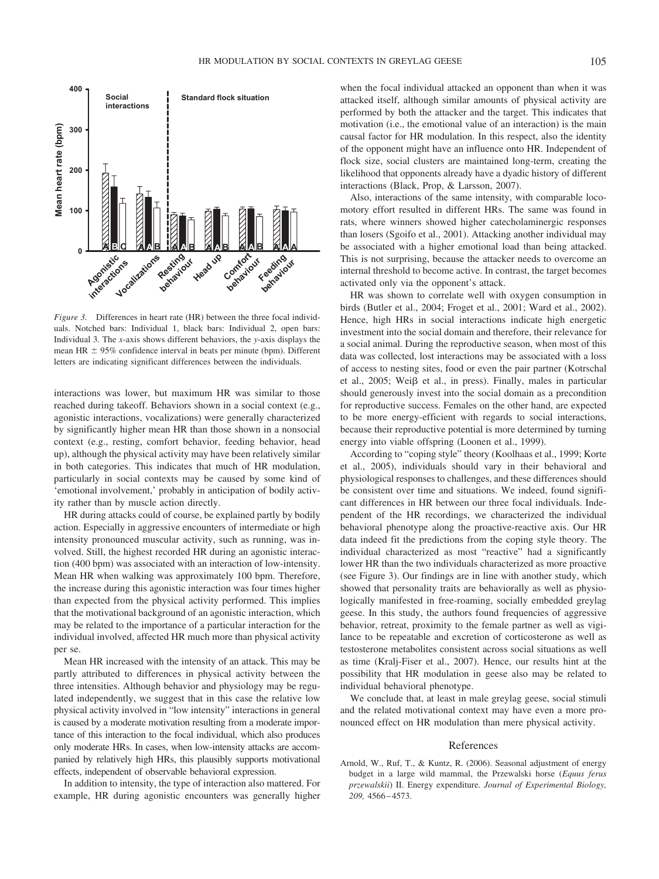*Figure 3.* Differences in heart rate (HR) between the three focal individuals. Notched bars: Individual 1, black bars: Individual 2, open bars: Individual 3. The *x*-axis shows different behaviors, the *y*-axis displays the mean HR ± 95% confidence interval in beats per minute (bpm). Different letters are indicating significant differences between the individuals.

interactions was lower, but maximum HR was similar to those reached during takeoff. Behaviors shown in a social context (e.g., agonistic interactions, vocalizations) were generally characterized by significantly higher mean HR than those shown in a nonsocial context (e.g., resting, comfort behavior, feeding behavior, head up), although the physical activity may have been relatively similar in both categories. This indicates that much of HR modulation, particularly in social contexts may be caused by some kind of 'emotional involvement,' probably in anticipation of bodily activity rather than by muscle action directly.

HR during attacks could of course, be explained partly by bodily action. Especially in aggressive encounters of intermediate or high intensity pronounced muscular activity, such as running, was involved. Still, the highest recorded HR during an agonistic interaction (400 bpm) was associated with an interaction of low-intensity. Mean HR when walking was approximately 100 bpm. Therefore, the increase during this agonistic interaction was four times higher than expected from the physical activity performed. This implies that the motivational background of an agonistic interaction, which may be related to the importance of a particular interaction for the individual involved, affected HR much more than physical activity per se.

Mean HR increased with the intensity of an attack. This may be partly attributed to differences in physical activity between the three intensities. Although behavior and physiology may be regulated independently, we suggest that in this case the relative low physical activity involved in "low intensity" interactions in general is caused by a moderate motivation resulting from a moderate importance of this interaction to the focal individual, which also produces only moderate HRs. In cases, when low-intensity attacks are accompanied by relatively high HRs, this plausibly supports motivational effects, independent of observable behavioral expression.

In addition to intensity, the type of interaction also mattered. For example, HR during agonistic encounters was generally higher when the focal individual attacked an opponent than when it was attacked itself, although similar amounts of physical activity are performed by both the attacker and the target. This indicates that motivation (i.e., the emotional value of an interaction) is the main causal factor for HR modulation. In this respect, also the identity of the opponent might have an influence onto HR. Independent of flock size, social clusters are maintained long-term, creating the likelihood that opponents already have a dyadic history of different interactions (Black, Prop, & Larsson, 2007).

Also, interactions of the same intensity, with comparable locomotory effort resulted in different HRs. The same was found in rats, where winners showed higher catecholaminergic responses than losers (Sgoifo et al., 2001). Attacking another individual may be associated with a higher emotional load than being attacked. This is not surprising, because the attacker needs to overcome an internal threshold to become active. In contrast, the target becomes activated only via the opponent's attack.

HR was shown to correlate well with oxygen consumption in birds (Butler et al., 2004; Froget et al., 2001; Ward et al., 2002). Hence, high HRs in social interactions indicate high energetic investment into the social domain and therefore, their relevance for a social animal. During the reproductive season, when most of this data was collected, lost interactions may be associated with a loss of access to nesting sites, food or even the pair partner (Kotrschal et al., 2005; Weiβ et al., in press). Finally, males in particular should generously invest into the social domain as a precondition for reproductive success. Females on the other hand, are expected to be more energy-efficient with regards to social interactions, because their reproductive potential is more determined by turning energy into viable offspring (Loonen et al., 1999).

According to "coping style" theory (Koolhaas et al., 1999; Korte et al., 2005), individuals should vary in their behavioral and physiological responses to challenges, and these differences should be consistent over time and situations. We indeed, found significant differences in HR between our three focal individuals. Independent of the HR recordings, we characterized the individual behavioral phenotype along the proactive-reactive axis. Our HR data indeed fit the predictions from the coping style theory. The individual characterized as most "reactive" had a significantly lower HR than the two individuals characterized as more proactive (see Figure 3). Our findings are in line with another study, which showed that personality traits are behaviorally as well as physiologically manifested in free-roaming, socially embedded greylag geese. In this study, the authors found frequencies of aggressive behavior, retreat, proximity to the female partner as well as vigilance to be repeatable and excretion of corticosterone as well as testosterone metabolites consistent across social situations as well as time (Kralj-Fiser et al., 2007). Hence, our results hint at the possibility that HR modulation in geese also may be related to individual behavioral phenotype.

We conclude that, at least in male greylag geese, social stimuli and the related motivational context may have even a more pronounced effect on HR modulation than mere physical activity.

## References

Arnold, W., Ruf, T., & Kuntz, R. (2006). Seasonal adjustment of energy budget in a large wild mammal, the Przewalski horse (*Equus ferus przewalskii*) II. Energy expenditure. *Journal of Experimental Biology, 209,* 4566–4573.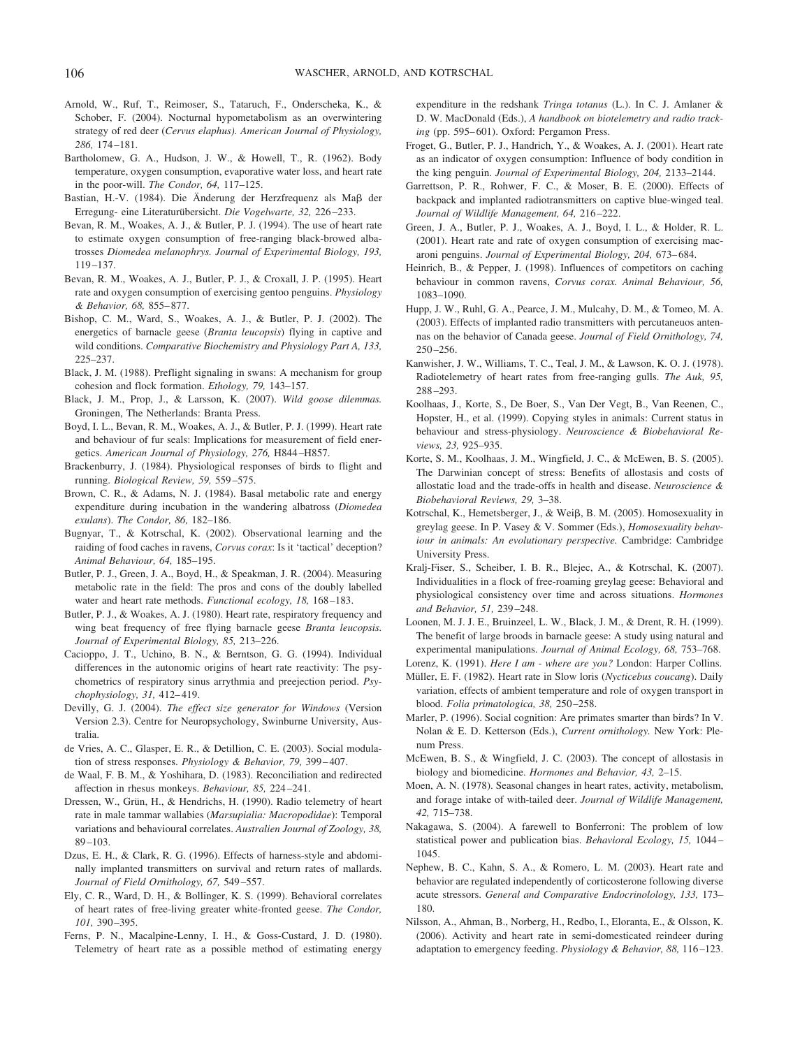Arnold, W., Ruf, T., Reimoser, S., Tataruch, F., Onderscheka, K., & Schober, F. (2004). Nocturnal hypometabolism as an overwintering strategy of red deer (*Cervus elaphus*). *American Journal of Physiology, 286,* 174–181.

Bartholomew, G. A., Hudson, J. W., & Howell, T., R. (1962). Body temperature, oxygen consumption, evaporative water loss, and heart rate in the poor-will. *The Condor, 64,* 117–125.

Bastian, H.-V. (1984). Die Änderung der Herzfrequenz als Maβ der Erregung- eine Literaturübersicht. *Die Vogelwarte, 32,* 226–233.

Bevan, R. M., Woakes, A. J., & Butler, P. J. (1994). The use of heart rate to estimate oxygen consumption of free-ranging black-browed albatrosses *Diomedea melanophrys. Journal of Experimental Biology, 193,* 119–137.

Bevan, R. M., Woakes, A. J., Butler, P. J., & Croxall, J. P. (1995). Heart rate and oxygen consumption of exercising gentoo penguins. *Physiology & Behavior, 68,* 855–877.

Bishop, C. M., Ward, S., Woakes, A. J., & Butler, P. J. (2002). The energetics of barnacle geese (*Branta leucopsis*) flying in captive and wild conditions. *Comparative Biochemistry and Physiology Part A, 133,* 225–237.

Black, J. M. (1988). Preflight signaling in swans: A mechanism for group cohesion and flock formation. *Ethology, 79,* 143–157.

Black, J. M., Prop, J., & Larsson, K. (2007). *Wild goose dilemmas.* Groningen, The Netherlands: Branta Press.

Boyd, I. L., Bevan, R. M., Woakes, A. J., & Butler, P. J. (1999). Heart rate and behaviour of fur seals: Implications for measurement of field energetics. *American Journal of Physiology, 276,* H844–H857.

Brackenburry, J. (1984). Physiological responses of birds to flight and running. *Biological Review, 59,* 559–575.

Brown, C. R., & Adams, N. J. (1984). Basal metabolic rate and energy expenditure during incubation in the wandering albatross (*Diomedea exulans*). *The Condor, 86,* 182–186.

Bugnyar, T., & Kotrschal, K. (2002). Observational learning and the raiding of food caches in ravens, *Corvus corax*: Is it 'tactical' deception? *Animal Behaviour, 64,* 185–195.

Butler, P. J., Green, J. A., Boyd, H., & Speakman, J. R. (2004). Measuring metabolic rate in the field: The pros and cons of the doubly labelled water and heart rate methods. *Functional ecology, 18,* 168–183.

Butler, P. J., & Woakes, A. J. (1980). Heart rate, respiratory frequency and wing beat frequency of free flying barnacle geese *Branta leucopsis. Journal of Experimental Biology, 85,* 213–226.

Cacioppo, J. T., Uchino, B. N., & Berntson, G. G. (1994). Individual differences in the autonomic origins of heart rate reactivity: The psychometrics of respiratory sinus arrythmia and preejection period. *Psychophysiology, 31,* 412–419.

Devilly, G. J. (2004). *The effect size generator for Windows* (Version Version 2.3). Centre for Neuropsychology, Swinburne University, Australia.

de Vries, A. C., Glasper, E. R., & Detillion, C. E. (2003). Social modulation of stress responses. *Physiology & Behavior, 79,* 399–407.

de Waal, F. B. M., & Yoshihara, D. (1983). Reconciliation and redirected affection in rhesus monkeys. *Behaviour, 85,* 224–241.

Dressen, W., Grün, H., & Hendrichs, H. (1990). Radio telemetry of heart rate in male tammar wallabies (*Marsupialia: Macropodidae*): Temporal variations and behavioural correlates. *Australien Journal of Zoology, 38,* 89–103.

Dzus, E. H., & Clark, R. G. (1996). Effects of harness-style and abdominally implanted transmitters on survival and return rates of mallards. *Journal of Field Ornithology, 67,* 549–557.

Ely, C. R., Ward, D. H., & Bollinger, K. S. (1999). Behavioral correlates of heart rates of free-living greater white-fronted geese. *The Condor, 101,* 390–395.

Ferns, P. N., Macalpine-Lenny, I. H., & Goss-Custard, J. D. (1980). Telemetry of heart rate as a possible method of estimating energy expenditure in the redshank *Tringa totanus* (L.). In C. J. Amlaner & D. W. MacDonald (Eds.), *A handbook on biotelemetry and radio tracking* (pp. 595–601). Oxford: Pergamon Press.

Froget, G., Butler, P. J., Handrich, Y., & Woakes, A. J. (2001). Heart rate as an indicator of oxygen consumption: Influence of body condition in the king penguin. *Journal of Experimental Biology, 204,* 2133–2144.

Garrettson, P. R., Rohwer, F. C., & Moser, B. E. (2000). Effects of backpack and implanted radiotransmitters on captive blue-winged teal. *Journal of Wildlife Management, 64,* 216–222.

Green, J. A., Butler, P. J., Woakes, A. J., Boyd, I. L., & Holder, R. L. (2001). Heart rate and rate of oxygen consumption of exercising macaroni penguins. *Journal of Experimental Biology, 204,* 673–684.

Heinrich, B., & Pepper, J. (1998). Influences of competitors on caching behaviour in common ravens, *Corvus corax. Animal Behaviour, 56,* 1083–1090.

Hupp, J. W., Ruhl, G. A., Pearce, J. M., Mulcahy, D. M., & Tomeo, M. A. (2003). Effects of implanted radio transmitters with percutaneuos antennas on the behavior of Canada geese. *Journal of Field Ornithology, 74,* 250–256.

Kanwisher, J. W., Williams, T. C., Teal, J. M., & Lawson, K. O. J. (1978). Radiotelemetry of heart rates from free-ranging gulls. *The Auk, 95,* 288–293.

Koolhaas, J., Korte, S., De Boer, S., Van Der Vegt, B., Van Reenen, C., Hopster, H., et al. (1999). Copying styles in animals: Current status in behaviour and stress-physiology. *Neuroscience & Biobehavioral Reviews, 23,* 925–935.

Korte, S. M., Koolhaas, J. M., Wingfield, J. C., & McEwen, B. S. (2005). The Darwinian concept of stress: Benefits of allostasis and costs of allostatic load and the trade-offs in health and disease. *Neuroscience & Biobehavioral Reviews, 29,* 3–38.

Kotrschal, K., Hemetsberger, J., & Weiβ, B. M. (2005). Homosexuality in greylag geese. In P. Vasey & V. Sommer (Eds.), *Homosexuality behaviour in animals: An evolutionary perspective.* Cambridge: Cambridge University Press.

Kralj-Fiser, S., Scheiber, I. B. R., Blejec, A., & Kotrschal, K. (2007). Individualities in a flock of free-roaming greylag geese: Behavioral and physiological consistency over time and across situations. *Hormones and Behavior, 51,* 239–248.

Loonen, M. J. J. E., Bruinzeel, L. W., Black, J. M., & Drent, R. H. (1999). The benefit of large broods in barnacle geese: A study using natural and experimental manipulations. *Journal of Animal Ecology, 68,* 753–768.

Lorenz, K. (1991). *Here I am - where are you?* London: Harper Collins.

Müller, E. F. (1982). Heart rate in Slow loris (*Nycticebus coucang*). Daily variation, effects of ambient temperature and role of oxygen transport in blood. *Folia primatologica, 38,* 250–258.

Marler, P. (1996). Social cognition: Are primates smarter than birds? In V. Nolan & E. D. Ketterson (Eds.), *Current ornithology.* New York: Plenum Press.

McEwen, B. S., & Wingfield, J. C. (2003). The concept of allostasis in biology and biomedicine. *Hormones and Behavior, 43,* 2–15.

Moen, A. N. (1978). Seasonal changes in heart rates, activity, metabolism, and forage intake of with-tailed deer. *Journal of Wildlife Management, 42,* 715–738.

Nakagawa, S. (2004). A farewell to Bonferroni: The problem of low statistical power and publication bias. *Behavioral Ecology, 15,* 1044–1045.

Nephew, B. C., Kahn, S. A., & Romero, L. M. (2003). Heart rate and behavior are regulated independently of corticosterone following diverse acute stressors. *General and Comparative Endocrinolology, 133,* 173–180.

Nilsson, A., Ahman, B., Norberg, H., Redbo, I., Eloranta, E., & Olsson, K. (2006). Activity and heart rate in semi-domesticated reindeer during adaptation to emergency feeding. *Physiology & Behavior, 88,* 116–123.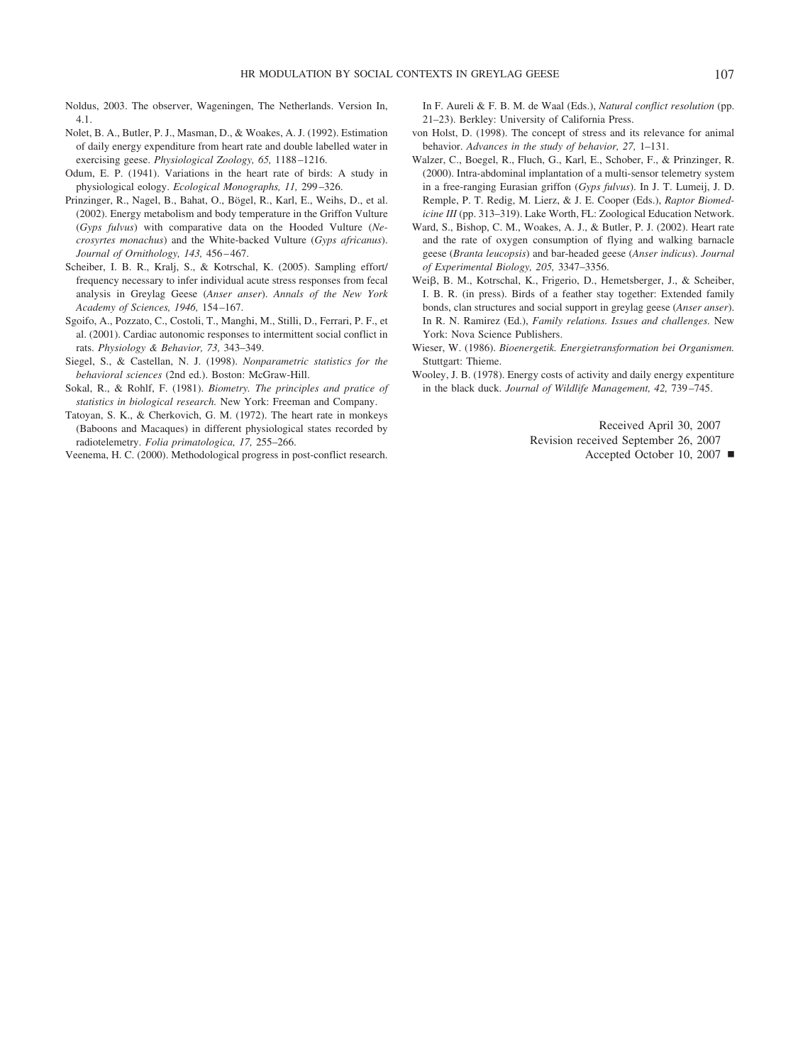Noldus, 2003. The observer, Wageningen, The Netherlands. Version In, 4.1.

Nolet, B. A., Butler, P. J., Masman, D., & Woakes, A. J. (1992). Estimation of daily energy expenditure from heart rate and double labelled water in exercising geese. *Physiological Zoology, 65,* 1188–1216.

Odum, E. P. (1941). Variations in the heart rate of birds: A study in physiological eology. *Ecological Monographs, 11,* 299–326.

Prinzinger, R., Nagel, B., Bahat, O., Bögel, R., Karl, E., Weihs, D., et al. (2002). Energy metabolism and body temperature in the Griffon Vulture (*Gyps fulvus*) with comparative data on the Hooded Vulture (*Necrosyrtes monachus*) and the White-backed Vulture (*Gyps africanus*). *Journal of Ornithology, 143,* 456–467.

Scheiber, I. B. R., Kralj, S., & Kotrschal, K. (2005). Sampling effort/frequency necessary to infer individual acute stress responses from fecal analysis in Greylag Geese (*Anser anser*). *Annals of the New York Academy of Sciences, 1946,* 154–167.

Sgoifo, A., Pozzato, C., Costoli, T., Manghi, M., Stilli, D., Ferrari, P. F., et al. (2001). Cardiac autonomic responses to intermittent social conflict in rats. *Physiology & Behavior, 73,* 343–349.

Siegel, S., & Castellan, N. J. (1998). *Nonparametric statistics for the behavioral sciences* (2nd ed.). Boston: McGraw-Hill.

Sokal, R., & Rohlf, F. (1981). *Biometry. The principles and pratice of statistics in biological research.* New York: Freeman and Company.

Tatoyan, S. K., & Cherkovich, G. M. (1972). The heart rate in monkeys (Baboons and Macaques) in different physiological states recorded by radiotelemetry. *Folia primatologica, 17,* 255–266.

Veenema, H. C. (2000). Methodological progress in post-conflict research. In F. Aureli & F. B. M. de Waal (Eds.), *Natural conflict resolution* (pp. 21–23). Berkley: University of California Press.

von Holst, D. (1998). The concept of stress and its relevance for animal behavior. *Advances in the study of behavior, 27,* 1–131.

Walzer, C., Boegel, R., Fluch, G., Karl, E., Schober, F., & Prinzinger, R. (2000). Intra-abdominal implantation of a multi-sensor telemetry system in a free-ranging Eurasian griffon (*Gyps fulvus*). In J. T. Lumeij, J. D. Remple, P. T. Redig, M. Lierz, & J. E. Cooper (Eds.), *Raptor Biomedicine III* (pp. 313–319). Lake Worth, FL: Zoological Education Network.

Ward, S., Bishop, C. M., Woakes, A. J., & Butler, P. J. (2002). Heart rate and the rate of oxygen consumption of flying and walking barnacle geese (*Branta leucopsis*) and bar-headed geese (*Anser indicus*). *Journal of Experimental Biology, 205,* 3347–3356.

Weiβ, B. M., Kotrschal, K., Frigerio, D., Hemetsberger, J., & Scheiber, I. B. R. (in press). Birds of a feather stay together: Extended family bonds, clan structures and social support in greylag geese (*Anser anser*). In R. N. Ramirez (Ed.), *Family relations. Issues and challenges.* New York: Nova Science Publishers.

Wieser, W. (1986). *Bioenergetik. Energietransformation bei Organismen.* Stuttgart: Thieme.

Wooley, J. B. (1978). Energy costs of activity and daily energy expentiture in the black duck. *Journal of Wildlife Management, 42,* 739–745.

Received April 30, 2007
Revision received September 26, 2007
Accepted October 10, 2007 ■